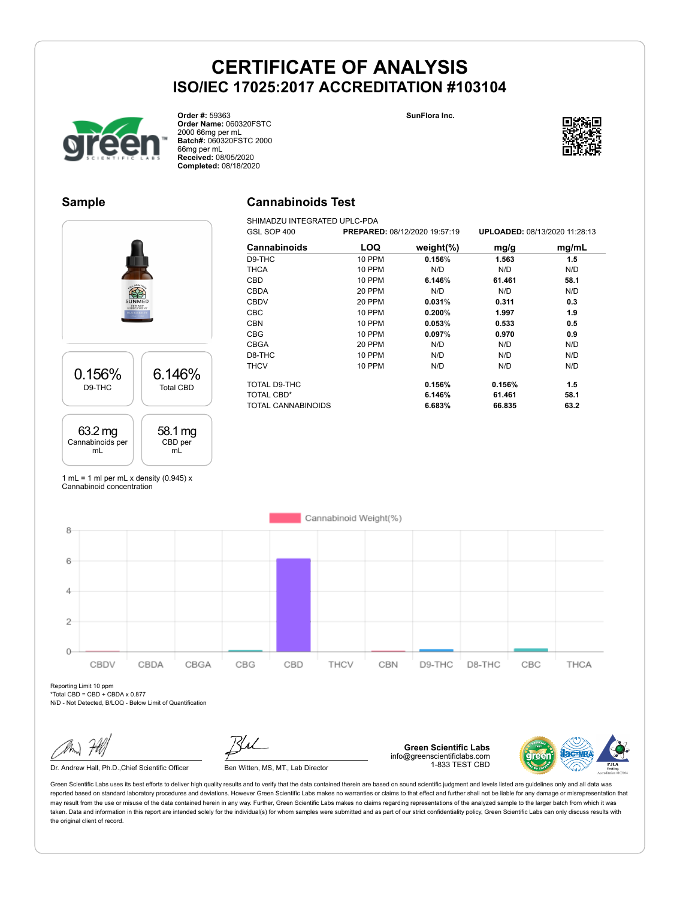# CERTIFICATE OF ANALYSIS

## ISO/IEC 17025:2017 ACCREDITATION #103104

**Order #:** 59363
**Order Name:** 060320FSTC 2000 66mg per mL
**Batch#:** 060320FSTC 2000 66mg per mL
**Received:** 08/05/2020
**Completed:** 08/18/2020

SunFlora Inc.

## Sample

| 0.156% | 6.146% |
|---|---|
| D9-THC | Total CBD |
| **63.2 mg** | **58.1 mg** |
| Cannabinoids per mL | CBD per mL |

1 mL = 1 ml per mL x density (0.945) x Cannabinoid concentration

## Cannabinoids Test

SHIMADZU INTEGRATED UPLC-PDA
GSL SOP 400 **PREPARED:** 08/12/2020 19:57:19 **UPLOADED:** 08/13/2020 11:28:13

| Cannabinoids | LOQ | weight(%) | mg/g | mg/mL |
|---|---|---|---|---|
| D9-THC | 10 PPM | 0.156% | 1.563 | 1.5 |
| THCA | 10 PPM | N/D | N/D | N/D |
| CBD | 10 PPM | 6.146% | 61.461 | 58.1 |
| CBDA | 20 PPM | N/D | N/D | N/D |
| CBDV | 20 PPM | 0.031% | 0.311 | 0.3 |
| CBC | 10 PPM | 0.200% | 1.997 | 1.9 |
| CBN | 10 PPM | 0.053% | 0.533 | 0.5 |
| CBG | 10 PPM | 0.097% | 0.970 | 0.9 |
| CBGA | 20 PPM | N/D | N/D | N/D |
| D8-THC | 10 PPM | N/D | N/D | N/D |
| THCV | 10 PPM | N/D | N/D | N/D |
| TOTAL D9-THC | | 0.156% | 0.156% | 1.5 |
| TOTAL CBD* | | 6.146% | 61.461 | 58.1 |
| TOTAL CANNABINOIDS | | 6.683% | 66.835 | 63.2 |

Cannabinoid Weight(%)

Reporting Limit 10 ppm
*Total CBD = CBD + CBDA x 0.877
N/D - Not Detected, B/LOQ - Below Limit of Quantification

Dr. Andrew Hall, Ph.D.,Chief Scientific Officer

Ben Witten, MS, MT., Lab Director

**Green Scientific Labs**
info@greenscientificlabs.com
1-833 TEST CBD

Green Scientific Labs uses its best efforts to deliver high quality results and to verify that the data contained therein are based on sound scientific judgment and levels listed are guidelines only and all data was reported based on standard laboratory procedures and deviations. However Green Scientific Labs makes no warranties or claims to that effect and further shall not be liable for any damage or misrepresentation that may result from the use or misuse of the data contained herein in any way. Further, Green Scientific Labs makes no claims regarding representations of the analyzed sample to the larger batch from which it was taken. Data and information in this report are intended solely for the individual(s) for whom samples were submitted and as part of our strict confidentiality policy, Green Scientific Labs can only discuss results with the original client of record.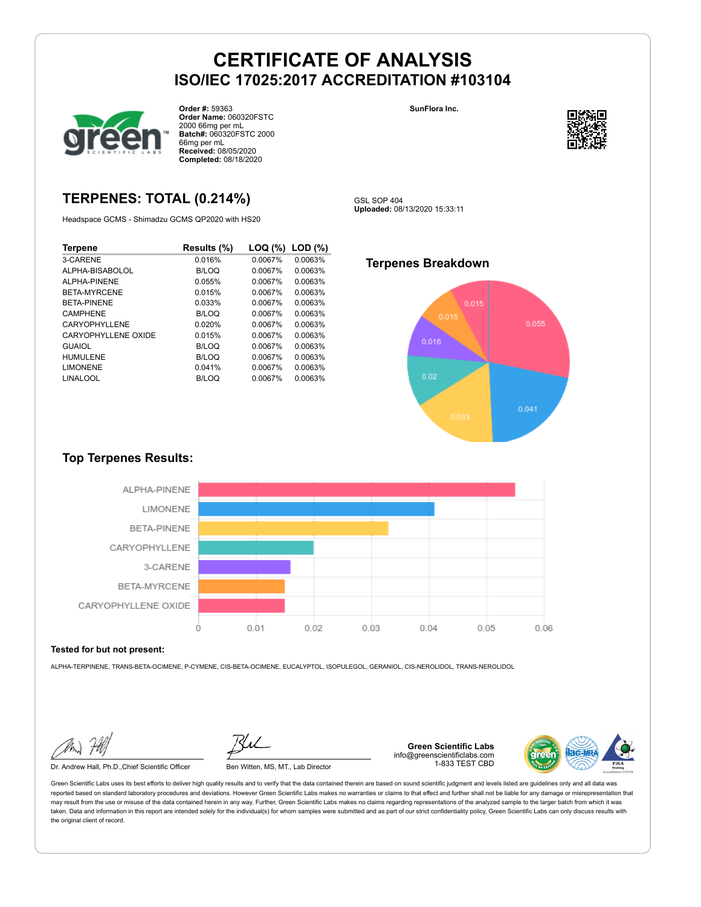# CERTIFICATE OF ANALYSIS

## ISO/IEC 17025:2017 ACCREDITATION #103104

**Order #:** 59363
**Order Name:** 060320FSTC 2000 66mg per mL
**Batch#:** 060320FSTC 2000 66mg per mL
**Received:** 08/05/2020
**Completed:** 08/18/2020

**SunFlora Inc.**

## TERPENES: TOTAL (0.214%)

Headspace GCMS - Shimadzu GCMS QP2020 with HS20

GSL SOP 404
**Uploaded:** 08/13/2020 15:33:11

| Terpene | Results (%) | LOQ (%) | LOD (%) |
|---|---|---|---|
| 3-CARENE | 0.016% | 0.0067% | 0.0063% |
| ALPHA-BISABOLOL | B/LOQ | 0.0067% | 0.0063% |
| ALPHA-PINENE | 0.055% | 0.0067% | 0.0063% |
| BETA-MYRCENE | 0.015% | 0.0067% | 0.0063% |
| BETA-PINENE | 0.033% | 0.0067% | 0.0063% |
| CAMPHENE | B/LOQ | 0.0067% | 0.0063% |
| CARYOPHYLLENE | 0.020% | 0.0067% | 0.0063% |
| CARYOPHYLLENE OXIDE | 0.015% | 0.0067% | 0.0063% |
| GUAIOL | B/LOQ | 0.0067% | 0.0063% |
| HUMULENE | B/LOQ | 0.0067% | 0.0063% |
| LIMONENE | 0.041% | 0.0067% | 0.0063% |
| LINALOOL | B/LOQ | 0.0067% | 0.0063% |

### Terpenes Breakdown

### Top Terpenes Results:

| Terpene | Result |
|---|---|
| ALPHA-PINENE | 0.055 |
| LIMONENE | 0.041 |
| BETA-PINENE | 0.033 |
| CARYOPHYLLENE | 0.02 |
| 3-CARENE | 0.016 |
| BETA-MYRCENE | 0.015 |
| CARYOPHYLLENE OXIDE | 0.015 |

**Tested for but not present:**

ALPHA-TERPINENE, TRANS-BETA-OCIMENE, P-CYMENE, CIS-BETA-OCIMENE, EUCALYPTOL, ISOPULEGOL, GERANIOL, CIS-NEROLIDOL, TRANS-NEROLIDOL

Dr. Andrew Hall, Ph.D.,Chief Scientific Officer

Ben Witten, MS, MT., Lab Director

**Green Scientific Labs**
info@greenscientificlabs.com
1-833 TEST CBD

Green Scientific Labs uses its best efforts to deliver high quality results and to verify that the data contained therein are based on sound scientific judgment and levels listed are guidelines only and all data was reported based on standard laboratory procedures and deviations. However Green Scientific Labs makes no warranties or claims to that effect and further shall not be liable for any damage or misrepresentation that may result from the use or misuse of the data contained herein in any way. Further, Green Scientific Labs makes no claims regarding representations of the analyzed sample to the larger batch from which it was taken. Data and information in this report are intended solely for the individual(s) for whom samples were submitted and as part of our strict confidentiality policy, Green Scientific Labs can only discuss results with the original client of record.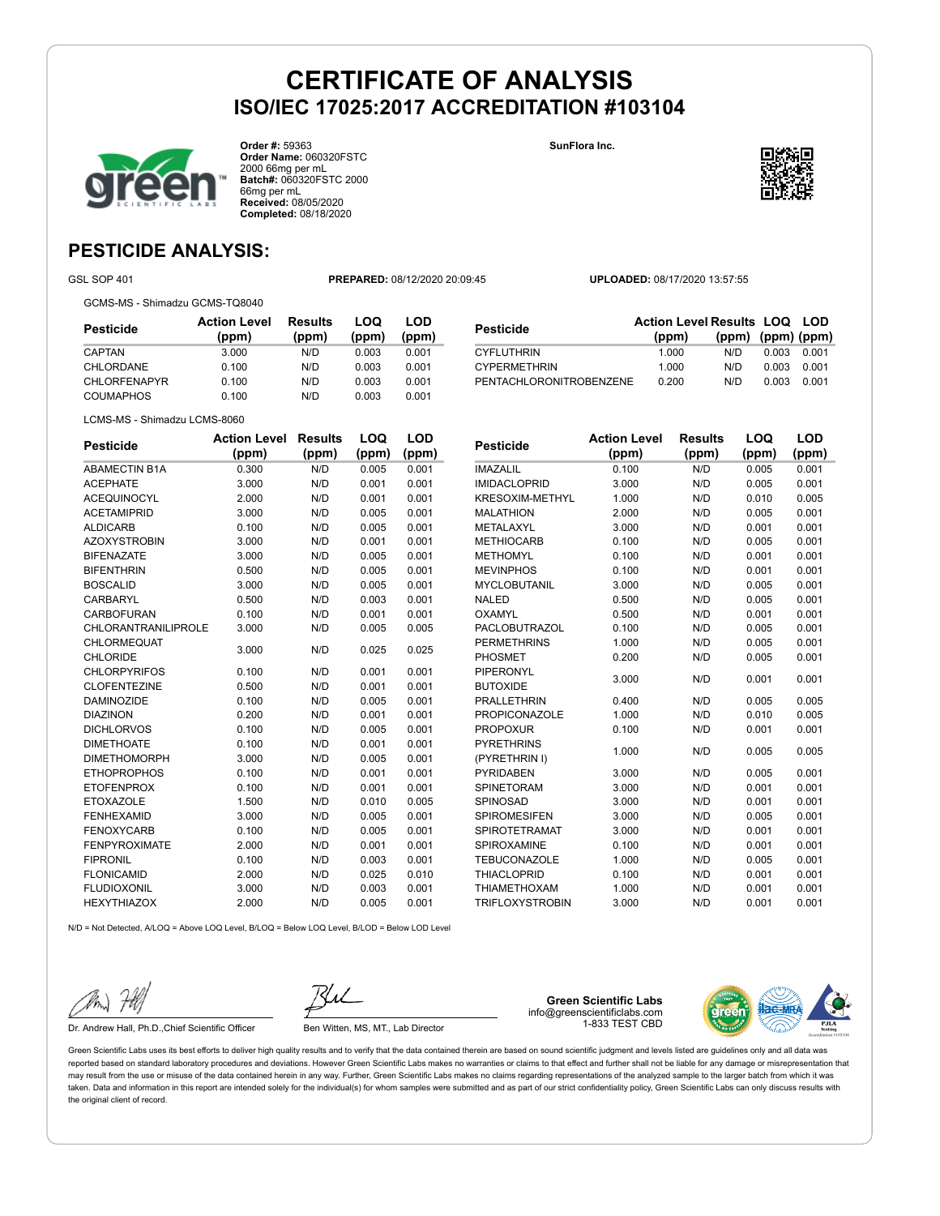# CERTIFICATE OF ANALYSIS
## ISO/IEC 17025:2017 ACCREDITATION #103104

**Order #:** 59363
**Order Name:** 060320FSTC 2000 66mg per mL
**Batch#:** 060320FSTC 2000 66mg per mL
**Received:** 08/05/2020
**Completed:** 08/18/2020

**SunFlora Inc.**

## PESTICIDE ANALYSIS:

GSL SOP 401 **PREPARED:** 08/12/2020 20:09:45 **UPLOADED:** 08/17/2020 13:57:55

GCMS-MS - Shimadzu GCMS-TQ8040

| Pesticide | Action Level (ppm) | Results (ppm) | LOQ (ppm) | LOD (ppm) |
|---|---|---|---|---|
| CAPTAN | 3.000 | N/D | 0.003 | 0.001 |
| CHLORDANE | 0.100 | N/D | 0.003 | 0.001 |
| CHLORFENAPYR | 0.100 | N/D | 0.003 | 0.001 |
| COUMAPHOS | 0.100 | N/D | 0.003 | 0.001 |
| CYFLUTHRIN | 1.000 | N/D | 0.003 | 0.001 |
| CYPERMETHRIN | 1.000 | N/D | 0.003 | 0.001 |
| PENTACHLORONITROBENZENE | 0.200 | N/D | 0.003 | 0.001 |

LCMS-MS - Shimadzu LCMS-8060

| Pesticide | Action Level (ppm) | Results (ppm) | LOQ (ppm) | LOD (ppm) |
|---|---|---|---|---|
| ABAMECTIN B1A | 0.300 | N/D | 0.005 | 0.001 |
| ACEPHATE | 3.000 | N/D | 0.001 | 0.001 |
| ACEQUINOCYL | 2.000 | N/D | 0.001 | 0.001 |
| ACETAMIPRID | 3.000 | N/D | 0.005 | 0.001 |
| ALDICARB | 0.100 | N/D | 0.005 | 0.001 |
| AZOXYSTROBIN | 3.000 | N/D | 0.001 | 0.001 |
| BIFENAZATE | 3.000 | N/D | 0.005 | 0.001 |
| BIFENTHRIN | 0.500 | N/D | 0.005 | 0.001 |
| BOSCALID | 3.000 | N/D | 0.005 | 0.001 |
| CARBARYL | 0.500 | N/D | 0.003 | 0.001 |
| CARBOFURAN | 0.100 | N/D | 0.001 | 0.001 |
| CHLORANTRANILIPROLE | 3.000 | N/D | 0.005 | 0.005 |
| CHLORMEQUAT CHLORIDE | 3.000 | N/D | 0.025 | 0.025 |
| CHLORPYRIFOS | 0.100 | N/D | 0.001 | 0.001 |
| CLOFENTEZINE | 0.500 | N/D | 0.001 | 0.001 |
| DAMINOZIDE | 0.100 | N/D | 0.005 | 0.001 |
| DIAZINON | 0.200 | N/D | 0.001 | 0.001 |
| DICHLORVOS | 0.100 | N/D | 0.005 | 0.001 |
| DIMETHOATE | 0.100 | N/D | 0.001 | 0.001 |
| DIMETHOMORPH | 3.000 | N/D | 0.005 | 0.001 |
| ETHOPROPHOS | 0.100 | N/D | 0.001 | 0.001 |
| ETOFENPROX | 0.100 | N/D | 0.001 | 0.001 |
| ETOXAZOLE | 1.500 | N/D | 0.010 | 0.005 |
| FENHEXAMID | 3.000 | N/D | 0.005 | 0.001 |
| FENOXYCARB | 0.100 | N/D | 0.005 | 0.001 |
| FENPYROXIMATE | 2.000 | N/D | 0.001 | 0.001 |
| FIPRONIL | 0.100 | N/D | 0.003 | 0.001 |
| FLONICAMID | 2.000 | N/D | 0.025 | 0.010 |
| FLUDIOXONIL | 3.000 | N/D | 0.003 | 0.001 |
| HEXYTHIAZOX | 2.000 | N/D | 0.005 | 0.001 |
| IMAZALIL | 0.100 | N/D | 0.005 | 0.001 |
| IMIDACLOPRID | 3.000 | N/D | 0.005 | 0.001 |
| KRESOXIM-METHYL | 1.000 | N/D | 0.010 | 0.005 |
| MALATHION | 2.000 | N/D | 0.005 | 0.001 |
| METALAXYL | 3.000 | N/D | 0.001 | 0.001 |
| METHIOCARB | 0.100 | N/D | 0.005 | 0.001 |
| METHOMYL | 0.100 | N/D | 0.001 | 0.001 |
| MEVINPHOS | 0.100 | N/D | 0.001 | 0.001 |
| MYCLOBUTANIL | 3.000 | N/D | 0.005 | 0.001 |
| NALED | 0.500 | N/D | 0.005 | 0.001 |
| OXAMYL | 0.500 | N/D | 0.001 | 0.001 |
| PACLOBUTRAZOL | 0.100 | N/D | 0.005 | 0.001 |
| PERMETHRINS | 1.000 | N/D | 0.005 | 0.001 |
| PHOSMET | 0.200 | N/D | 0.005 | 0.001 |
| PIPERONYL BUTOXIDE | 3.000 | N/D | 0.001 | 0.001 |
| PRALLETHRIN | 0.400 | N/D | 0.005 | 0.005 |
| PROPICONAZOLE | 1.000 | N/D | 0.010 | 0.005 |
| PROPOXUR | 0.100 | N/D | 0.001 | 0.001 |
| PYRETHRINS (PYRETHRIN I) | 1.000 | N/D | 0.005 | 0.005 |
| PYRIDABEN | 3.000 | N/D | 0.005 | 0.001 |
| SPINETORAM | 3.000 | N/D | 0.001 | 0.001 |
| SPINOSAD | 3.000 | N/D | 0.001 | 0.001 |
| SPIROMESIFEN | 3.000 | N/D | 0.005 | 0.001 |
| SPIROTETRAMAT | 3.000 | N/D | 0.001 | 0.001 |
| SPIROXAMINE | 0.100 | N/D | 0.001 | 0.001 |
| TEBUCONAZOLE | 1.000 | N/D | 0.005 | 0.001 |
| THIACLOPRID | 0.100 | N/D | 0.001 | 0.001 |
| THIAMETHOXAM | 1.000 | N/D | 0.001 | 0.001 |
| TRIFLOXYSTROBIN | 3.000 | N/D | 0.001 | 0.001 |

N/D = Not Detected, A/LOQ = Above LOQ Level, B/LOQ = Below LOQ Level, B/LOD = Below LOD Level

Dr. Andrew Hall, Ph.D.,Chief Scientific Officer

Ben Witten, MS, MT., Lab Director

**Green Scientific Labs**
info@greenscientificlabs.com
1-833 TEST CBD

Green Scientific Labs uses its best efforts to deliver high quality results and to verify that the data contained therein are based on sound scientific judgment and levels listed are guidelines only and all data was reported based on standard laboratory procedures and deviations. However Green Scientific Labs makes no warranties or claims to that effect and further shall not be liable for any damage or misrepresentation that may result from the use or misuse of the data contained herein in any way. Further, Green Scientific Labs makes no claims regarding representations of the analyzed sample to the larger batch from which it was taken. Data and information in this report are intended solely for the individual(s) for whom samples were submitted and as part of our strict confidentiality policy, Green Scientific Labs can only discuss results with the original client of record.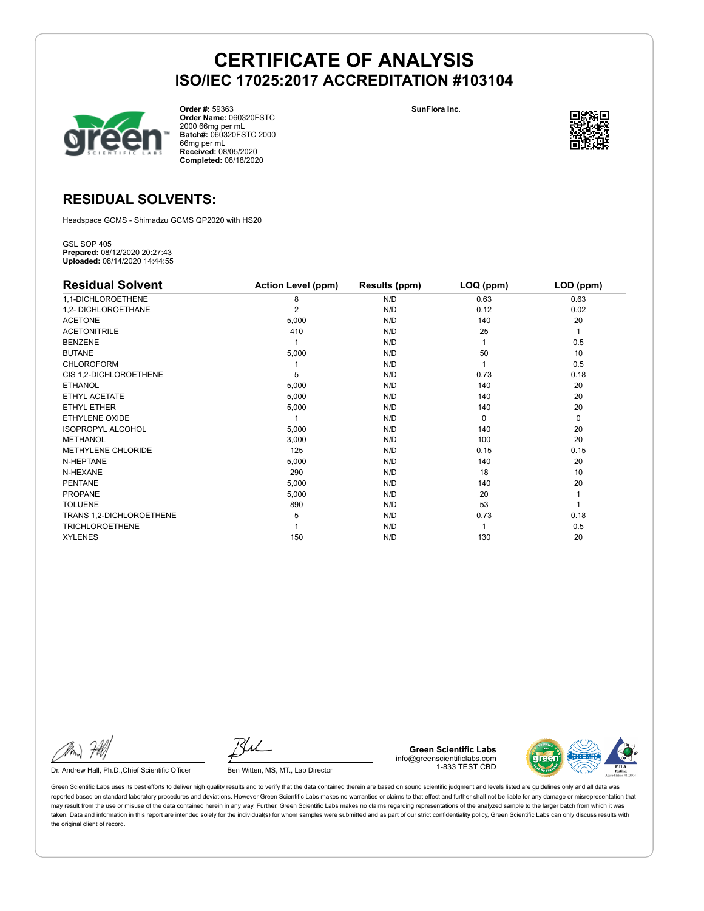# CERTIFICATE OF ANALYSIS
## ISO/IEC 17025:2017 ACCREDITATION #103104

**Order #:** 59363
**Order Name:** 060320FSTC 2000 66mg per mL
**Batch#:** 060320FSTC 2000 66mg per mL
**Received:** 08/05/2020
**Completed:** 08/18/2020

**SunFlora Inc.**

## RESIDUAL SOLVENTS:

Headspace GCMS - Shimadzu GCMS QP2020 with HS20

GSL SOP 405
**Prepared:** 08/12/2020 20:27:43
**Uploaded:** 08/14/2020 14:44:55

| Residual Solvent | Action Level (ppm) | Results (ppm) | LOQ (ppm) | LOD (ppm) |
|---|---|---|---|---|
| 1,1-DICHLOROETHENE | 8 | N/D | 0.63 | 0.63 |
| 1,2- DICHLOROETHANE | 2 | N/D | 0.12 | 0.02 |
| ACETONE | 5,000 | N/D | 140 | 20 |
| ACETONITRILE | 410 | N/D | 25 | 1 |
| BENZENE | 1 | N/D | 1 | 0.5 |
| BUTANE | 5,000 | N/D | 50 | 10 |
| CHLOROFORM | 1 | N/D | 1 | 0.5 |
| CIS 1,2-DICHLOROETHENE | 5 | N/D | 0.73 | 0.18 |
| ETHANOL | 5,000 | N/D | 140 | 20 |
| ETHYL ACETATE | 5,000 | N/D | 140 | 20 |
| ETHYL ETHER | 5,000 | N/D | 140 | 20 |
| ETHYLENE OXIDE | 1 | N/D | 0 | 0 |
| ISOPROPYL ALCOHOL | 5,000 | N/D | 140 | 20 |
| METHANOL | 3,000 | N/D | 100 | 20 |
| METHYLENE CHLORIDE | 125 | N/D | 0.15 | 0.15 |
| N-HEPTANE | 5,000 | N/D | 140 | 20 |
| N-HEXANE | 290 | N/D | 18 | 10 |
| PENTANE | 5,000 | N/D | 140 | 20 |
| PROPANE | 5,000 | N/D | 20 | 1 |
| TOLUENE | 890 | N/D | 53 | 1 |
| TRANS 1,2-DICHLOROETHENE | 5 | N/D | 0.73 | 0.18 |
| TRICHLOROETHENE | 1 | N/D | 1 | 0.5 |
| XYLENES | 150 | N/D | 130 | 20 |

Dr. Andrew Hall, Ph.D.,Chief Scientific Officer

Ben Witten, MS, MT., Lab Director

**Green Scientific Labs**
info@greenscientificlabs.com
1-833 TEST CBD

Green Scientific Labs uses its best efforts to deliver high quality results and to verify that the data contained therein are based on sound scientific judgment and levels listed are guidelines only and all data was reported based on standard laboratory procedures and deviations. However Green Scientific Labs makes no warranties or claims to that effect and further shall not be liable for any damage or misrepresentation that may result from the use or misuse of the data contained herein in any way. Further, Green Scientific Labs makes no claims regarding representations of the analyzed sample to the larger batch from which it was taken. Data and information in this report are intended solely for the individual(s) for whom samples were submitted and as part of our strict confidentiality policy, Green Scientific Labs can only discuss results with the original client of record.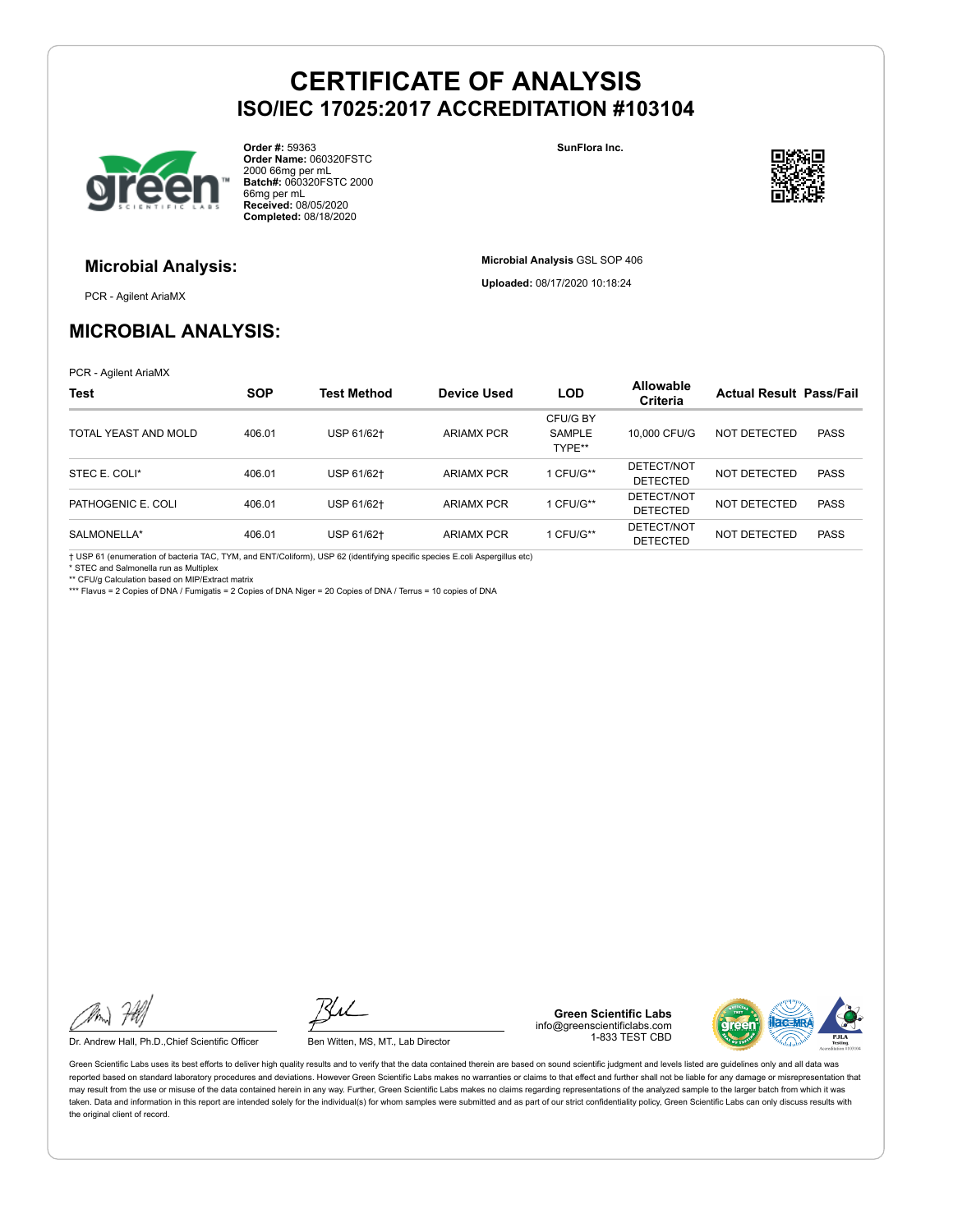# CERTIFICATE OF ANALYSIS
## ISO/IEC 17025:2017 ACCREDITATION #103104

**Order #:** 59363
**Order Name:** 060320FSTC 2000 66mg per mL
**Batch#:** 060320FSTC 2000 66mg per mL
**Received:** 08/05/2020
**Completed:** 08/18/2020

**SunFlora Inc.**

### Microbial Analysis:

PCR - Agilent AriaMX

**Microbial Analysis** GSL SOP 406

**Uploaded:** 08/17/2020 10:18:24

## MICROBIAL ANALYSIS:

PCR - Agilent AriaMX

| Test | SOP | Test Method | Device Used | LOD | Allowable Criteria | Actual Result | Pass/Fail |
|---|---|---|---|---|---|---|---|
| TOTAL YEAST AND MOLD | 406.01 | USP 61/62† | ARIAMX PCR | CFU/G BY SAMPLE TYPE** | 10,000 CFU/G | NOT DETECTED | PASS |
| STEC E. COLI* | 406.01 | USP 61/62† | ARIAMX PCR | 1 CFU/G** | DETECT/NOT DETECTED | NOT DETECTED | PASS |
| PATHOGENIC E. COLI | 406.01 | USP 61/62† | ARIAMX PCR | 1 CFU/G** | DETECT/NOT DETECTED | NOT DETECTED | PASS |
| SALMONELLA* | 406.01 | USP 61/62† | ARIAMX PCR | 1 CFU/G** | DETECT/NOT DETECTED | NOT DETECTED | PASS |

† USP 61 (enumeration of bacteria TAC, TYM, and ENT/Coliform), USP 62 (identifying specific species E.coli Aspergillus etc)
* STEC and Salmonella run as Multiplex
** CFU/g Calculation based on MIP/Extract matrix
*** Flavus = 2 Copies of DNA / Fumigatis = 2 Copies of DNA Niger = 20 Copies of DNA / Terrus = 10 copies of DNA

Dr. Andrew Hall, Ph.D.,Chief Scientific Officer

Ben Witten, MS, MT., Lab Director

**Green Scientific Labs**
info@greenscientificlabs.com
1-833 TEST CBD

Green Scientific Labs uses its best efforts to deliver high quality results and to verify that the data contained therein are based on sound scientific judgment and levels listed are guidelines only and all data was reported based on standard laboratory procedures and deviations. However Green Scientific Labs makes no warranties or claims to that effect and further shall not be liable for any damage or misrepresentation that may result from the use or misuse of the data contained herein in any way. Further, Green Scientific Labs makes no claims regarding representations of the analyzed sample to the larger batch from which it was taken. Data and information in this report are intended solely for the individual(s) for whom samples were submitted and as part of our strict confidentiality policy, Green Scientific Labs can only discuss results with the original client of record.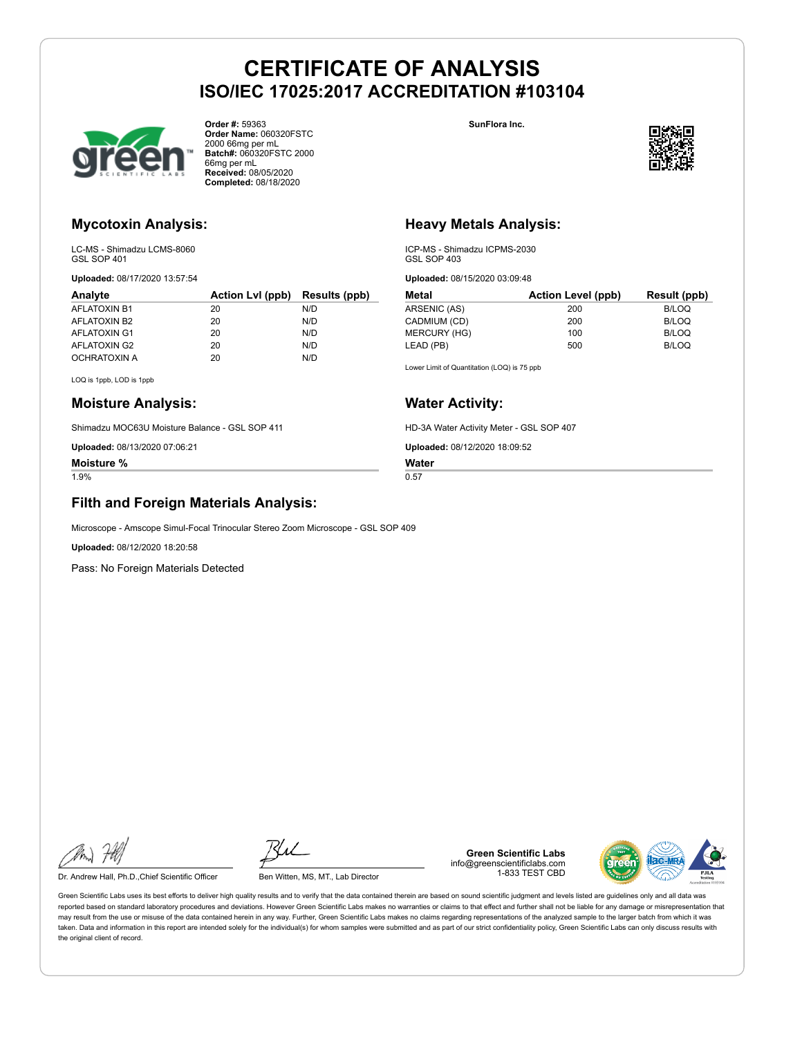# CERTIFICATE OF ANALYSIS
## ISO/IEC 17025:2017 ACCREDITATION #103104

**Order #:** 59363
**Order Name:** 060320FSTC 2000 66mg per mL
**Batch#:** 060320FSTC 2000 66mg per mL
**Received:** 08/05/2020
**Completed:** 08/18/2020

SunFlora Inc.

## Mycotoxin Analysis:

LC-MS - Shimadzu LCMS-8060
GSL SOP 401

**Uploaded:** 08/17/2020 13:57:54

| Analyte | Action Lvl (ppb) | Results (ppb) |
| --- | --- | --- |
| AFLATOXIN B1 | 20 | N/D |
| AFLATOXIN B2 | 20 | N/D |
| AFLATOXIN G1 | 20 | N/D |
| AFLATOXIN G2 | 20 | N/D |
| OCHRATOXIN A | 20 | N/D |

LOQ is 1ppb, LOD is 1ppb

## Heavy Metals Analysis:

ICP-MS - Shimadzu ICPMS-2030
GSL SOP 403

**Uploaded:** 08/15/2020 03:09:48

| Metal | Action Level (ppb) | Result (ppb) |
| --- | --- | --- |
| ARSENIC (AS) | 200 | B/LOQ |
| CADMIUM (CD) | 200 | B/LOQ |
| MERCURY (HG) | 100 | B/LOQ |
| LEAD (PB) | 500 | B/LOQ |

Lower Limit of Quantitation (LOQ) is 75 ppb

## Moisture Analysis:

Shimadzu MOC63U Moisture Balance - GSL SOP 411

**Uploaded:** 08/13/2020 07:06:21

| Moisture % |
| --- |
| 1.9% |

## Water Activity:

HD-3A Water Activity Meter - GSL SOP 407

**Uploaded:** 08/12/2020 18:09:52

| Water |
| --- |
| 0.57 |

## Filth and Foreign Materials Analysis:

Microscope - Amscope Simul-Focal Trinocular Stereo Zoom Microscope - GSL SOP 409

**Uploaded:** 08/12/2020 18:20:58

Pass: No Foreign Materials Detected

Dr. Andrew Hall, Ph.D.,Chief Scientific Officer

Ben Witten, MS, MT., Lab Director

**Green Scientific Labs**
info@greenscientificlabs.com
1-833 TEST CBD

Green Scientific Labs uses its best efforts to deliver high quality results and to verify that the data contained therein are based on sound scientific judgment and levels listed are guidelines only and all data was reported based on standard laboratory procedures and deviations. However Green Scientific Labs makes no warranties or claims to that effect and further shall not be liable for any damage or misrepresentation that may result from the use or misuse of the data contained herein in any way. Further, Green Scientific Labs makes no claims regarding representations of the analyzed sample to the larger batch from which it was taken. Data and information in this report are intended solely for the individual(s) for whom samples were submitted and as part of our strict confidentiality policy, Green Scientific Labs can only discuss results with the original client of record.